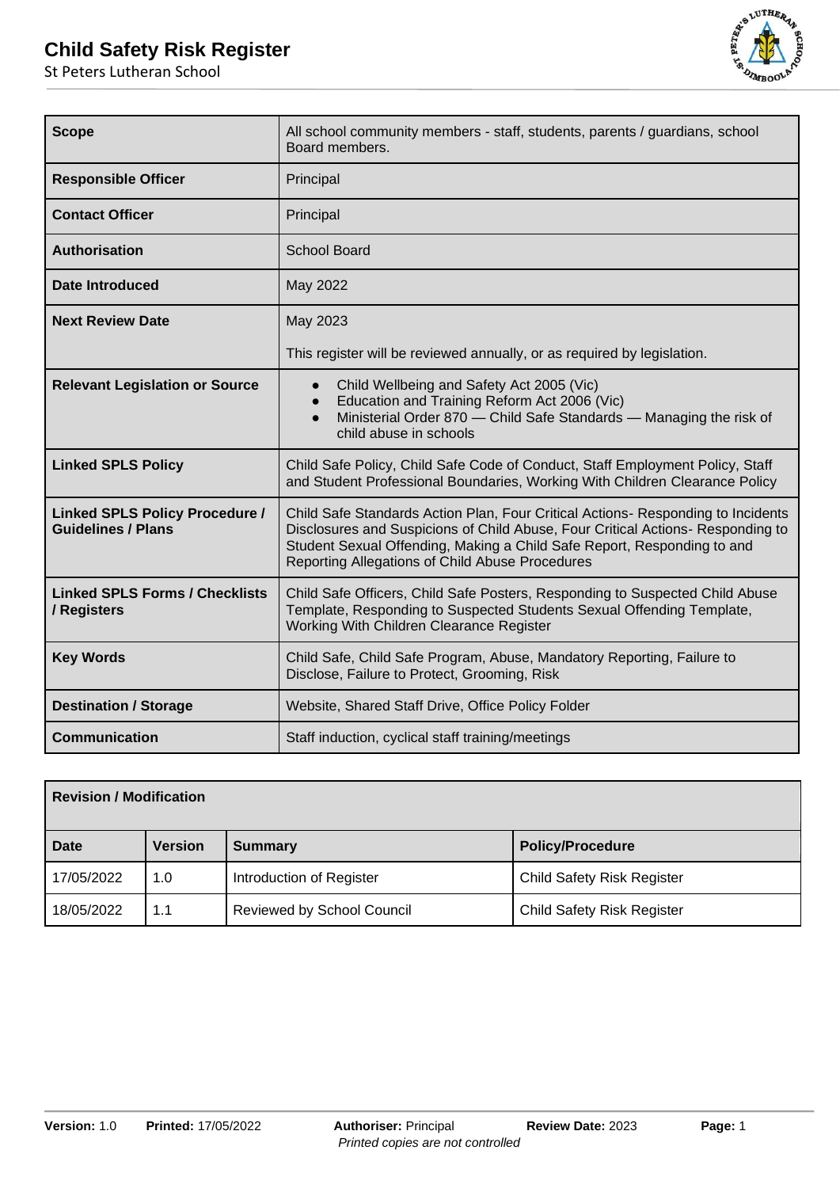# Child Safety Risk Register

St Peters Lutheran School

| | |
|---|---|
| **Scope** | All school community members - staff, students, parents / guardians, school Board members. |
| **Responsible Officer** | Principal |
| **Contact Officer** | Principal |
| **Authorisation** | School Board |
| **Date Introduced** | May 2022 |
| **Next Review Date** | May 2023<br><br>This register will be reviewed annually, or as required by legislation. |
| **Relevant Legislation or Source** | • Child Wellbeing and Safety Act 2005 (Vic)<br>• Education and Training Reform Act 2006 (Vic)<br>• Ministerial Order 870 — Child Safe Standards — Managing the risk of child abuse in schools |
| **Linked SPLS Policy** | Child Safe Policy, Child Safe Code of Conduct, Staff Employment Policy, Staff and Student Professional Boundaries, Working With Children Clearance Policy |
| **Linked SPLS Policy Procedure / Guidelines / Plans** | Child Safe Standards Action Plan, Four Critical Actions- Responding to Incidents Disclosures and Suspicions of Child Abuse, Four Critical Actions- Responding to Student Sexual Offending, Making a Child Safe Report, Responding to and Reporting Allegations of Child Abuse Procedures |
| **Linked SPLS Forms / Checklists / Registers** | Child Safe Officers, Child Safe Posters, Responding to Suspected Child Abuse Template, Responding to Suspected Students Sexual Offending Template, Working With Children Clearance Register |
| **Key Words** | Child Safe, Child Safe Program, Abuse, Mandatory Reporting, Failure to Disclose, Failure to Protect, Grooming, Risk |
| **Destination / Storage** | Website, Shared Staff Drive, Office Policy Folder |
| **Communication** | Staff induction, cyclical staff training/meetings |

| **Revision / Modification** | | | |
|---|---|---|---|
| **Date** | **Version** | **Summary** | **Policy/Procedure** |
| 17/05/2022 | 1.0 | Introduction of Register | Child Safety Risk Register |
| 18/05/2022 | 1.1 | Reviewed by School Council | Child Safety Risk Register |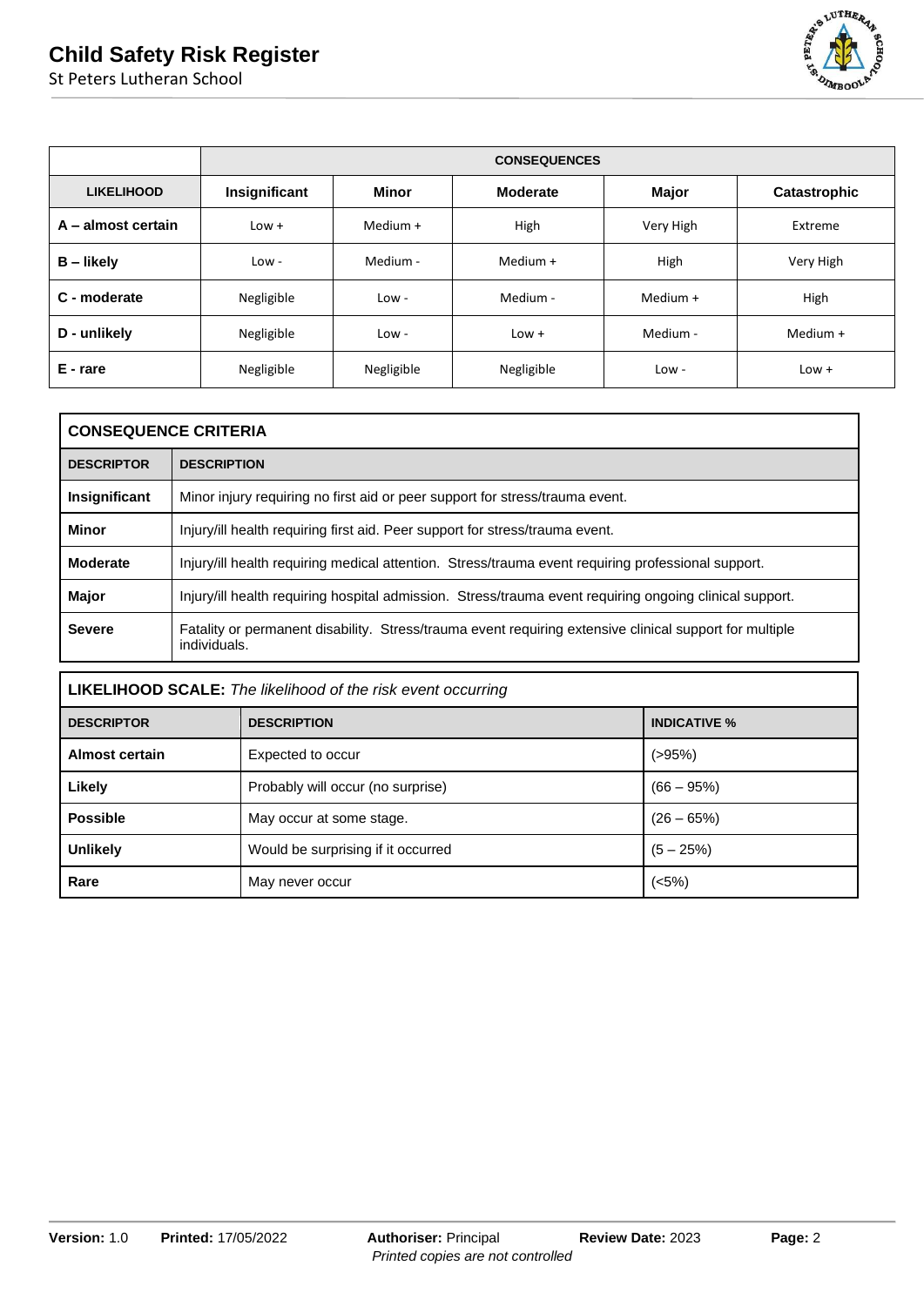| | CONSEQUENCES | | | | |
|---|---|---|---|---|---|
| **LIKELIHOOD** | **Insignificant** | **Minor** | **Moderate** | **Major** | **Catastrophic** |
| **A – almost certain** | Low + | Medium + | High | Very High | Extreme |
| **B – likely** | Low - | Medium - | Medium + | High | Very High |
| **C - moderate** | Negligible | Low - | Medium - | Medium + | High |
| **D - unlikely** | Negligible | Low - | Low + | Medium - | Medium + |
| **E - rare** | Negligible | Negligible | Negligible | Low - | Low + |

| CONSEQUENCE CRITERIA | |
|---|---|
| **DESCRIPTOR** | **DESCRIPTION** |
| **Insignificant** | Minor injury requiring no first aid or peer support for stress/trauma event. |
| **Minor** | Injury/ill health requiring first aid. Peer support for stress/trauma event. |
| **Moderate** | Injury/ill health requiring medical attention. Stress/trauma event requiring professional support. |
| **Major** | Injury/ill health requiring hospital admission. Stress/trauma event requiring ongoing clinical support. |
| **Severe** | Fatality or permanent disability. Stress/trauma event requiring extensive clinical support for multiple individuals. |

| **LIKELIHOOD SCALE:** *The likelihood of the risk event occurring* | | |
|---|---|---|
| **DESCRIPTOR** | **DESCRIPTION** | **INDICATIVE %** |
| **Almost certain** | Expected to occur | (>95%) |
| **Likely** | Probably will occur (no surprise) | (66 – 95%) |
| **Possible** | May occur at some stage. | (26 – 65%) |
| **Unlikely** | Would be surprising if it occurred | (5 – 25%) |
| **Rare** | May never occur | (<5%) |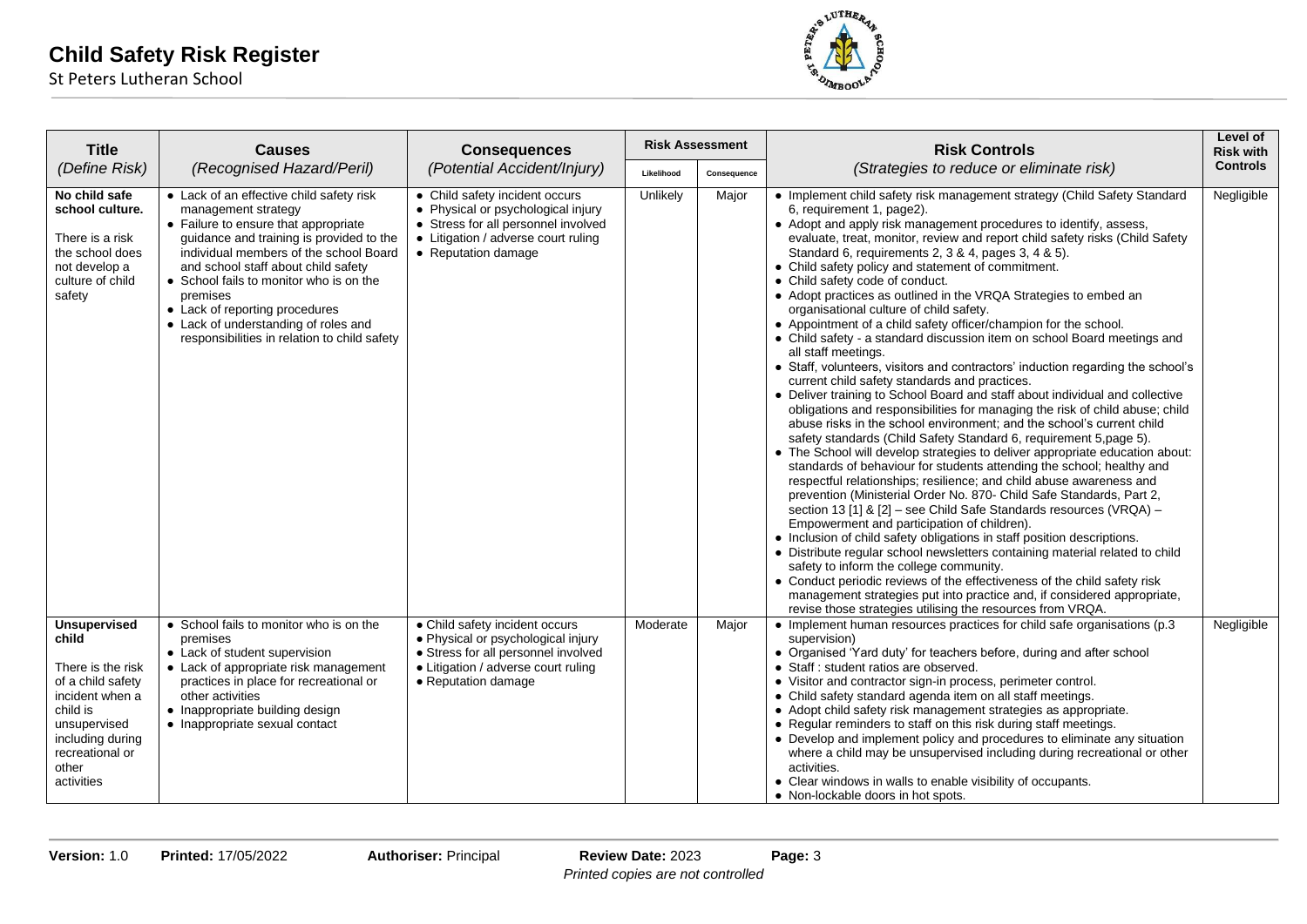# Child Safety Risk Register

St Peters Lutheran School

| Title *(Define Risk)* | Causes *(Recognised Hazard/Peril)* | Consequences *(Potential Accident/Injury)* | Risk Assessment | | Risk Controls *(Strategies to reduce or eliminate risk)* | Level of Risk with Controls |
|---|---|---|---|---|---|---|
| | | | Likelihood | Consequence | | |
| **No child safe school culture.**<br><br>There is a risk the school does not develop a culture of child safety | • Lack of an effective child safety risk management strategy<br>• Failure to ensure that appropriate guidance and training is provided to the individual members of the school Board and school staff about child safety<br>• School fails to monitor who is on the premises<br>• Lack of reporting procedures<br>• Lack of understanding of roles and responsibilities in relation to child safety | • Child safety incident occurs<br>• Physical or psychological injury<br>• Stress for all personnel involved<br>• Litigation / adverse court ruling<br>• Reputation damage | Unlikely | Major | • Implement child safety risk management strategy (Child Safety Standard 6, requirement 1, page2).<br>• Adopt and apply risk management procedures to identify, assess, evaluate, treat, monitor, review and report child safety risks (Child Safety Standard 6, requirements 2, 3 & 4, pages 3, 4 & 5).<br>• Child safety policy and statement of commitment.<br>• Child safety code of conduct.<br>• Adopt practices as outlined in the VRQA Strategies to embed an organisational culture of child safety.<br>• Appointment of a child safety officer/champion for the school.<br>• Child safety - a standard discussion item on school Board meetings and all staff meetings.<br>• Staff, volunteers, visitors and contractors' induction regarding the school's current child safety standards and practices.<br>• Deliver training to School Board and staff about individual and collective obligations and responsibilities for managing the risk of child abuse; child abuse risks in the school environment; and the school's current child safety standards (Child Safety Standard 6, requirement 5,page 5).<br>• The School will develop strategies to deliver appropriate education about: standards of behaviour for students attending the school; healthy and respectful relationships; resilience; and child abuse awareness and prevention (Ministerial Order No. 870- Child Safe Standards, Part 2, section 13 [1] & [2] – see Child Safe Standards resources (VRQA) – Empowerment and participation of children).<br>• Inclusion of child safety obligations in staff position descriptions.<br>• Distribute regular school newsletters containing material related to child safety to inform the college community.<br>• Conduct periodic reviews of the effectiveness of the child safety risk management strategies put into practice and, if considered appropriate, revise those strategies utilising the resources from VRQA. | Negligible |
| **Unsupervised child**<br><br>There is the risk of a child safety incident when a child is unsupervised including during recreational or other activities | • School fails to monitor who is on the premises<br>• Lack of student supervision<br>• Lack of appropriate risk management practices in place for recreational or other activities<br>• Inappropriate building design<br>• Inappropriate sexual contact | • Child safety incident occurs<br>• Physical or psychological injury<br>• Stress for all personnel involved<br>• Litigation / adverse court ruling<br>• Reputation damage | Moderate | Major | • Implement human resources practices for child safe organisations (p.3 supervision)<br>• Organised 'Yard duty' for teachers before, during and after school<br>• Staff : student ratios are observed.<br>• Visitor and contractor sign-in process, perimeter control.<br>• Child safety standard agenda item on all staff meetings.<br>• Adopt child safety risk management strategies as appropriate.<br>• Regular reminders to staff on this risk during staff meetings.<br>• Develop and implement policy and procedures to eliminate any situation where a child may be unsupervised including during recreational or other activities.<br>• Clear windows in walls to enable visibility of occupants.<br>• Non-lockable doors in hot spots. | Negligible |

**Version:** 1.0 **Printed:** 17/05/2022 **Authoriser:** Principal **Review Date:** 2023

*Printed copies are not controlled*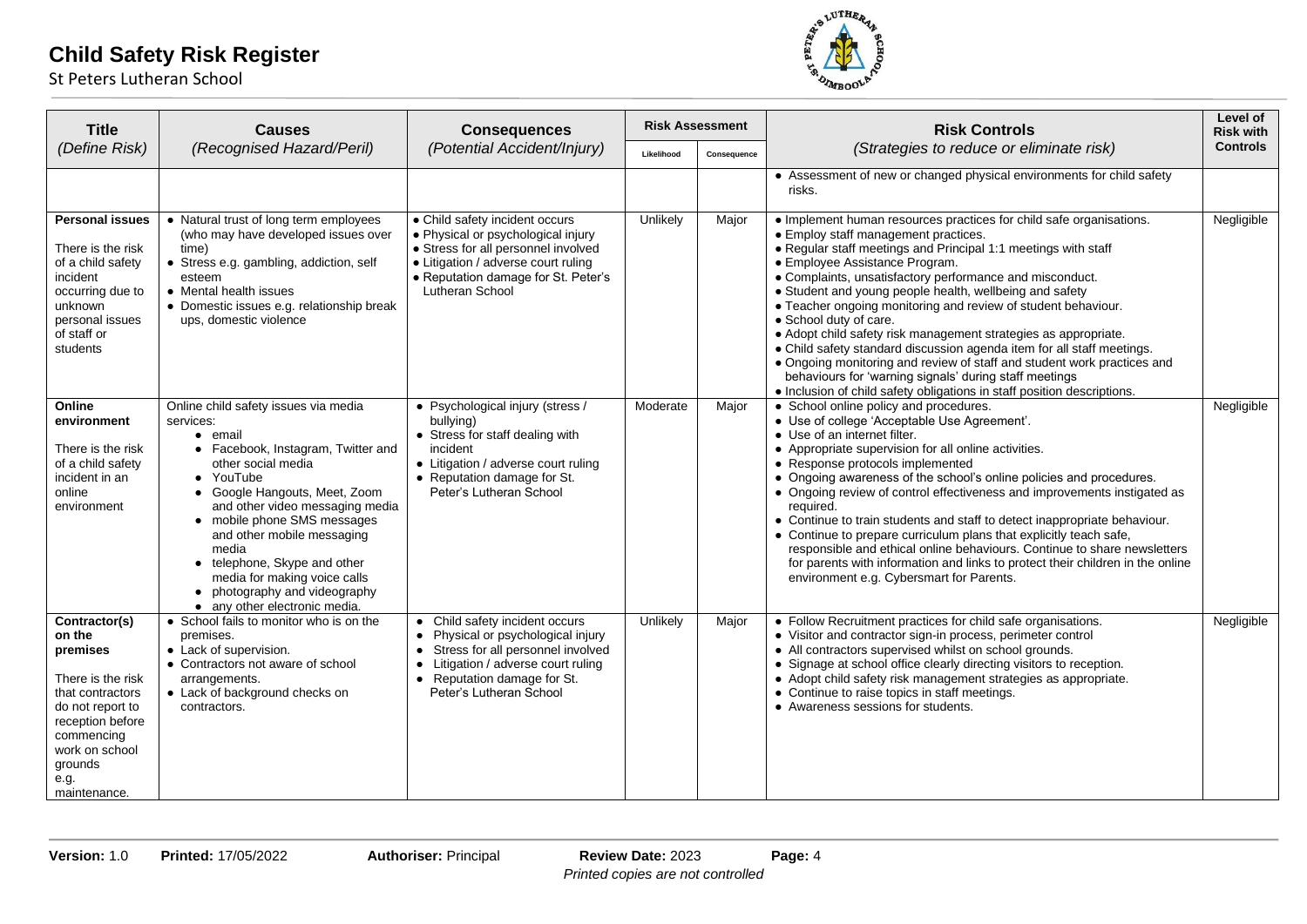| Title *(Define Risk)* | Causes *(Recognised Hazard/Peril)* | Consequences *(Potential Accident/Injury)* | Risk Assessment | | Risk Controls *(Strategies to reduce or eliminate risk)* | Level of Risk with Controls |
|---|---|---|---|---|---|---|
| | | | Likelihood | Consequence | | |
| | | | | | • Assessment of new or changed physical environments for child safety risks. | |
| **Personal issues**<br><br>There is the risk of a child safety incident occurring due to unknown personal issues of staff or students | • Natural trust of long term employees (who may have developed issues over time)<br>• Stress e.g. gambling, addiction, self esteem<br>• Mental health issues<br>• Domestic issues e.g. relationship break ups, domestic violence | • Child safety incident occurs<br>• Physical or psychological injury<br>• Stress for all personnel involved<br>• Litigation / adverse court ruling<br>• Reputation damage for St. Peter's Lutheran School | Unlikely | Major | • Implement human resources practices for child safe organisations.<br>• Employ staff management practices.<br>• Regular staff meetings and Principal 1:1 meetings with staff<br>• Employee Assistance Program.<br>• Complaints, unsatisfactory performance and misconduct.<br>• Student and young people health, wellbeing and safety<br>• Teacher ongoing monitoring and review of student behaviour.<br>• School duty of care.<br>• Adopt child safety risk management strategies as appropriate.<br>• Child safety standard discussion agenda item for all staff meetings.<br>• Ongoing monitoring and review of staff and student work practices and behaviours for 'warning signals' during staff meetings<br>• Inclusion of child safety obligations in staff position descriptions. | Negligible |
| **Online environment**<br><br>There is the risk of a child safety incident in an online environment | Online child safety issues via media services:<br>• email<br>• Facebook, Instagram, Twitter and other social media<br>• YouTube<br>• Google Hangouts, Meet, Zoom and other video messaging media<br>• mobile phone SMS messages and other mobile messaging media<br>• telephone, Skype and other media for making voice calls<br>• photography and videography<br>• any other electronic media. | • Psychological injury (stress / bullying)<br>• Stress for staff dealing with incident<br>• Litigation / adverse court ruling<br>• Reputation damage for St. Peter's Lutheran School | Moderate | Major | • School online policy and procedures.<br>• Use of college 'Acceptable Use Agreement'.<br>• Use of an internet filter.<br>• Appropriate supervision for all online activities.<br>• Response protocols implemented<br>• Ongoing awareness of the school's online policies and procedures.<br>• Ongoing review of control effectiveness and improvements instigated as required.<br>• Continue to train students and staff to detect inappropriate behaviour.<br>• Continue to prepare curriculum plans that explicitly teach safe, responsible and ethical online behaviours. Continue to share newsletters for parents with information and links to protect their children in the online environment e.g. Cybersmart for Parents. | Negligible |
| **Contractor(s) on the premises**<br><br>There is the risk that contractors do not report to reception before commencing work on school grounds e.g. maintenance. | • School fails to monitor who is on the premises.<br>• Lack of supervision.<br>• Contractors not aware of school arrangements.<br>• Lack of background checks on contractors. | • Child safety incident occurs<br>• Physical or psychological injury<br>• Stress for all personnel involved<br>• Litigation / adverse court ruling<br>• Reputation damage for St. Peter's Lutheran School | Unlikely | Major | • Follow Recruitment practices for child safe organisations.<br>• Visitor and contractor sign-in process, perimeter control<br>• All contractors supervised whilst on school grounds.<br>• Signage at school office clearly directing visitors to reception.<br>• Adopt child safety risk management strategies as appropriate.<br>• Continue to raise topics in staff meetings.<br>• Awareness sessions for students. | Negligible |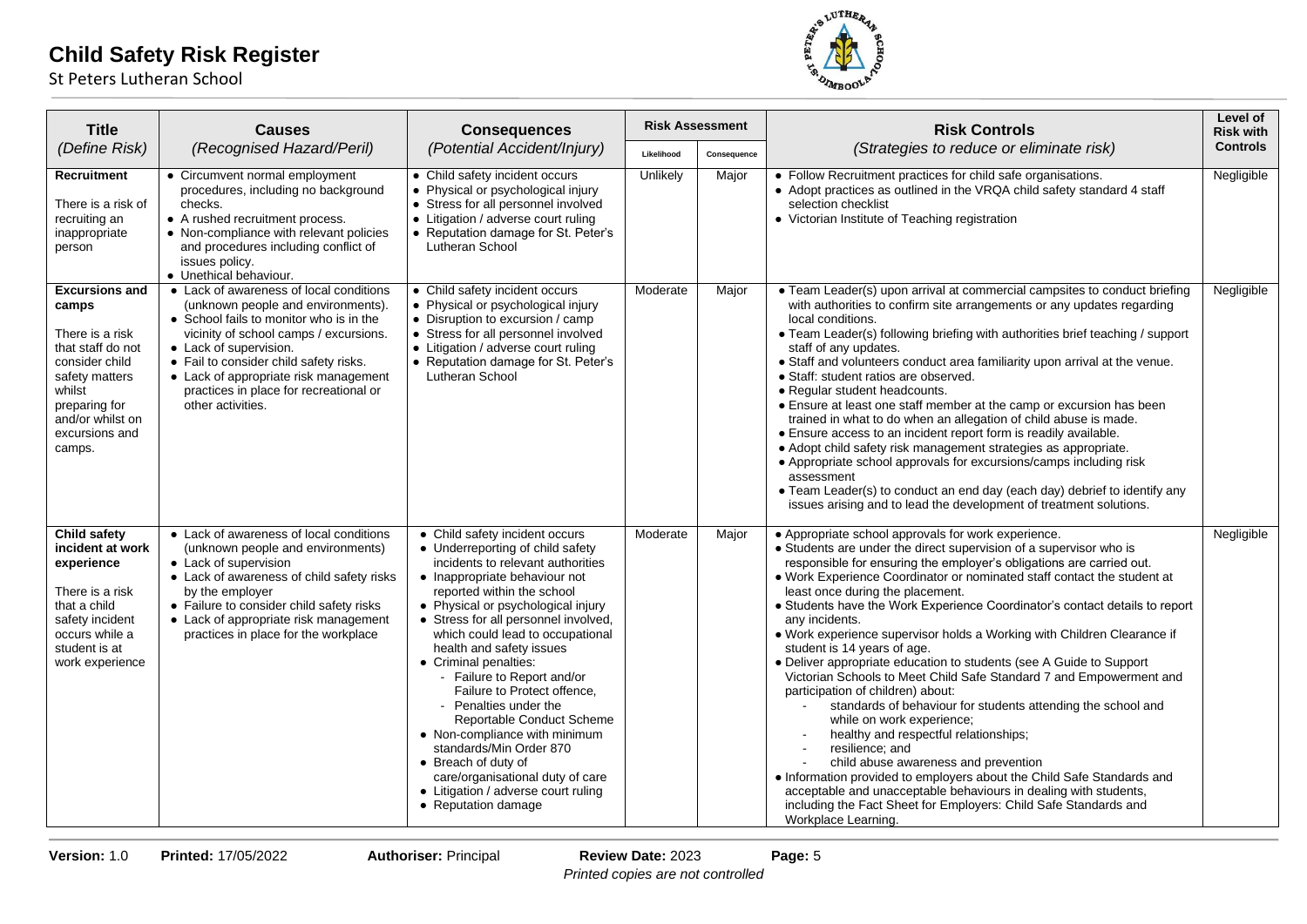# Child Safety Risk Register

St Peters Lutheran School

| Title<br>*(Define Risk)* | Causes<br>*(Recognised Hazard/Peril)* | Consequences<br>*(Potential Accident/Injury)* | Risk Assessment | | Risk Controls<br>*(Strategies to reduce or eliminate risk)* | Level of Risk with Controls |
|---|---|---|---|---|---|---|
| | | | Likelihood | Consequence | | |
| **Recruitment**<br><br>There is a risk of recruiting an inappropriate person | • Circumvent normal employment procedures, including no background checks.<br>• A rushed recruitment process.<br>• Non-compliance with relevant policies and procedures including conflict of issues policy.<br>• Unethical behaviour. | • Child safety incident occurs<br>• Physical or psychological injury<br>• Stress for all personnel involved<br>• Litigation / adverse court ruling<br>• Reputation damage for St. Peter's Lutheran School | Unlikely | Major | • Follow Recruitment practices for child safe organisations.<br>• Adopt practices as outlined in the VRQA child safety standard 4 staff selection checklist<br>• Victorian Institute of Teaching registration | Negligible |
| **Excursions and camps**<br><br>There is a risk that staff do not consider child safety matters whilst preparing for and/or whilst on excursions and camps. | • Lack of awareness of local conditions (unknown people and environments).<br>• School fails to monitor who is in the vicinity of school camps / excursions.<br>• Lack of supervision.<br>• Fail to consider child safety risks.<br>• Lack of appropriate risk management practices in place for recreational or other activities. | • Child safety incident occurs<br>• Physical or psychological injury<br>• Disruption to excursion / camp<br>• Stress for all personnel involved<br>• Litigation / adverse court ruling<br>• Reputation damage for St. Peter's Lutheran School | Moderate | Major | • Team Leader(s) upon arrival at commercial campsites to conduct briefing with authorities to confirm site arrangements or any updates regarding local conditions.<br>• Team Leader(s) following briefing with authorities brief teaching / support staff of any updates.<br>• Staff and volunteers conduct area familiarity upon arrival at the venue.<br>• Staff: student ratios are observed.<br>• Regular student headcounts.<br>• Ensure at least one staff member at the camp or excursion has been trained in what to do when an allegation of child abuse is made.<br>• Ensure access to an incident report form is readily available.<br>• Adopt child safety risk management strategies as appropriate.<br>• Appropriate school approvals for excursions/camps including risk assessment<br>• Team Leader(s) to conduct an end day (each day) debrief to identify any issues arising and to lead the development of treatment solutions. | Negligible |
| **Child safety incident at work experience**<br><br>There is a risk that a child safety incident occurs while a student is at work experience | • Lack of awareness of local conditions (unknown people and environments)<br>• Lack of supervision<br>• Lack of awareness of child safety risks by the employer<br>• Failure to consider child safety risks<br>• Lack of appropriate risk management practices in place for the workplace | • Child safety incident occurs<br>• Underreporting of child safety incidents to relevant authorities<br>• Inappropriate behaviour not reported within the school<br>• Physical or psychological injury<br>• Stress for all personnel involved, which could lead to occupational health and safety issues<br>• Criminal penalties:<br>&nbsp;&nbsp;- Failure to Report and/or Failure to Protect offence,<br>&nbsp;&nbsp;- Penalties under the Reportable Conduct Scheme<br>• Non-compliance with minimum standards/Min Order 870<br>• Breach of duty of care/organisational duty of care<br>• Litigation / adverse court ruling<br>• Reputation damage | Moderate | Major | • Appropriate school approvals for work experience.<br>• Students are under the direct supervision of a supervisor who is responsible for ensuring the employer's obligations are carried out.<br>• Work Experience Coordinator or nominated staff contact the student at least once during the placement.<br>• Students have the Work Experience Coordinator's contact details to report any incidents.<br>• Work experience supervisor holds a Working with Children Clearance if student is 14 years of age.<br>• Deliver appropriate education to students (see A Guide to Support Victorian Schools to Meet Child Safe Standard 7 and Empowerment and participation of children) about:<br>&nbsp;&nbsp;- standards of behaviour for students attending the school and while on work experience;<br>&nbsp;&nbsp;- healthy and respectful relationships;<br>&nbsp;&nbsp;- resilience; and<br>&nbsp;&nbsp;- child abuse awareness and prevention<br>• Information provided to employers about the Child Safe Standards and acceptable and unacceptable behaviours in dealing with students, including the Fact Sheet for Employers: Child Safe Standards and Workplace Learning. | Negligible |

**Version:** 1.0 **Printed:** 17/05/2022 **Authoriser:** Principal **Review Date:** 2023

*Printed copies are not controlled*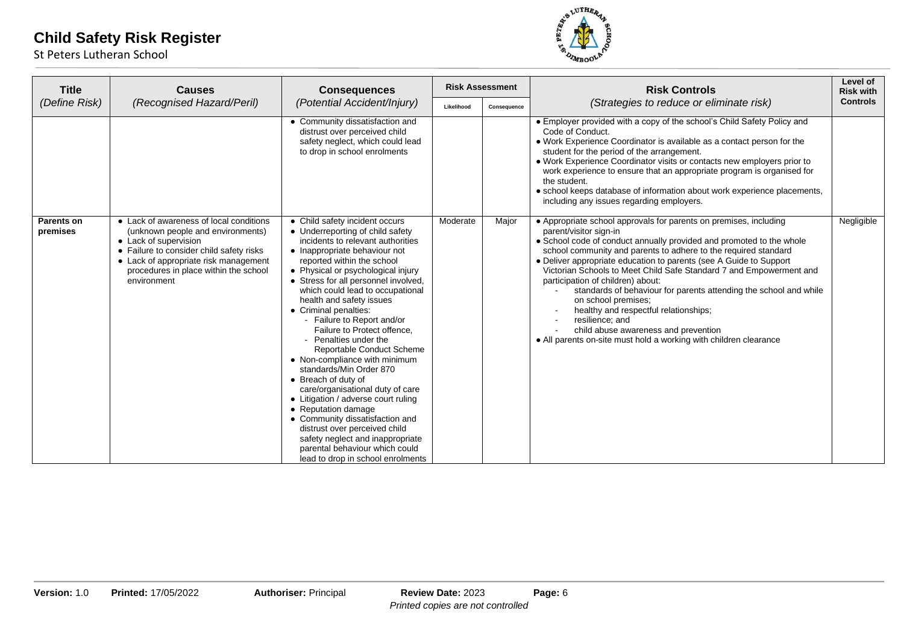| Title *(Define Risk)* | Causes *(Recognised Hazard/Peril)* | Consequences *(Potential Accident/Injury)* | Risk Assessment | | Risk Controls *(Strategies to reduce or eliminate risk)* | Level of Risk with Controls |
|---|---|---|---|---|---|---|
| | | | Likelihood | Consequence | | |
| | | • Community dissatisfaction and distrust over perceived child safety neglect, which could lead to drop in school enrolments | | | • Employer provided with a copy of the school's Child Safety Policy and Code of Conduct.<br>• Work Experience Coordinator is available as a contact person for the student for the period of the arrangement.<br>• Work Experience Coordinator visits or contacts new employers prior to work experience to ensure that an appropriate program is organised for the student.<br>• school keeps database of information about work experience placements, including any issues regarding employers. | |
| **Parents on premises** | • Lack of awareness of local conditions (unknown people and environments)<br>• Lack of supervision<br>• Failure to consider child safety risks<br>• Lack of appropriate risk management procedures in place within the school environment | • Child safety incident occurs<br>• Underreporting of child safety incidents to relevant authorities<br>• Inappropriate behaviour not reported within the school<br>• Physical or psychological injury<br>• Stress for all personnel involved, which could lead to occupational health and safety issues<br>• Criminal penalties:<br>- Failure to Report and/or Failure to Protect offence,<br>- Penalties under the Reportable Conduct Scheme<br>• Non-compliance with minimum standards/Min Order 870<br>• Breach of duty of care/organisational duty of care<br>• Litigation / adverse court ruling<br>• Reputation damage<br>• Community dissatisfaction and distrust over perceived child safety neglect and inappropriate parental behaviour which could lead to drop in school enrolments | Moderate | Major | • Appropriate school approvals for parents on premises, including parent/visitor sign-in<br>• School code of conduct annually provided and promoted to the whole school community and parents to adhere to the required standard<br>• Deliver appropriate education to parents (see A Guide to Support Victorian Schools to Meet Child Safe Standard 7 and Empowerment and participation of children) about:<br>- standards of behaviour for parents attending the school and while on school premises;<br>- healthy and respectful relationships;<br>- resilience; and<br>- child abuse awareness and prevention<br>• All parents on-site must hold a working with children clearance | Negligible |

**Version:** 1.0 **Printed:** 17/05/2022 **Authoriser:** Principal **Review Date:** 2023

*Printed copies are not controlled*